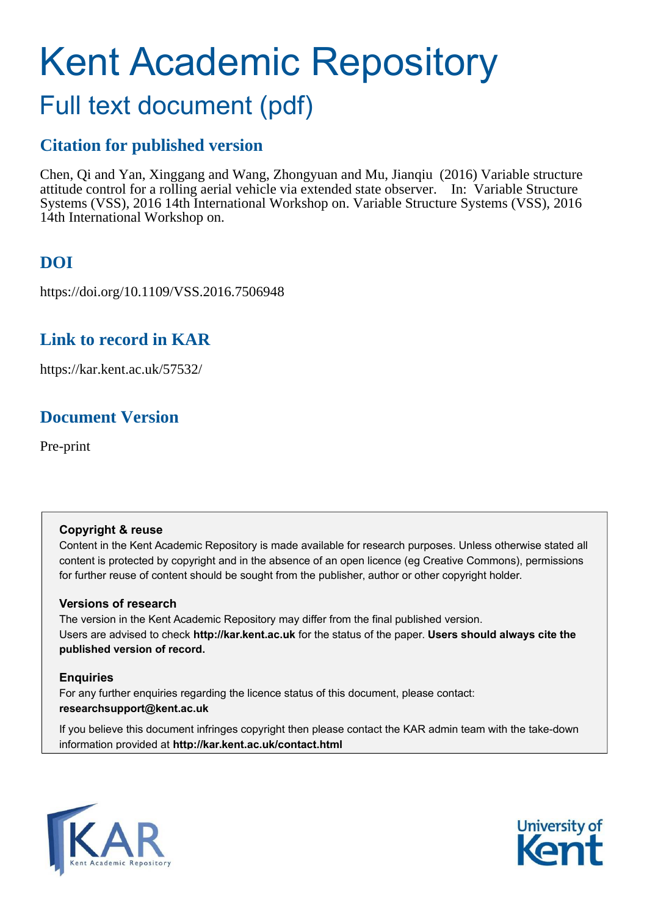# Kent Academic Repository

## Full text document (pdf)

### Citation for published version

Chen, Qi and Yan, Xinggang and Wang, Zhongyuan and Mu, Jianqiu (2016) Variable structure attitude control for a rolling aerial vehicle via extended state observer. In: Variable Structure Systems (VSS), 2016 14th International Workshop on. Variable Structure Systems (VSS), 2016 14th International Workshop on.

### DOI

https://doi.org/10.1109/VSS.2016.7506948

### Link to record in KAR

https://kar.kent.ac.uk/57532/

### Document Version

Pre-print

**Copyright & reuse**

Content in the Kent Academic Repository is made available for research purposes. Unless otherwise stated all content is protected by copyright and in the absence of an open licence (eg Creative Commons), permissions for further reuse of content should be sought from the publisher, author or other copyright holder.

**Versions of research**

The version in the Kent Academic Repository may differ from the final published version. Users are advised to check **http://kar.kent.ac.uk** for the status of the paper. **Users should always cite the published version of record.**

**Enquiries**

For any further enquiries regarding the licence status of this document, please contact: **researchsupport@kent.ac.uk**

If you believe this document infringes copyright then please contact the KAR admin team with the take-down information provided at **http://kar.kent.ac.uk/contact.html**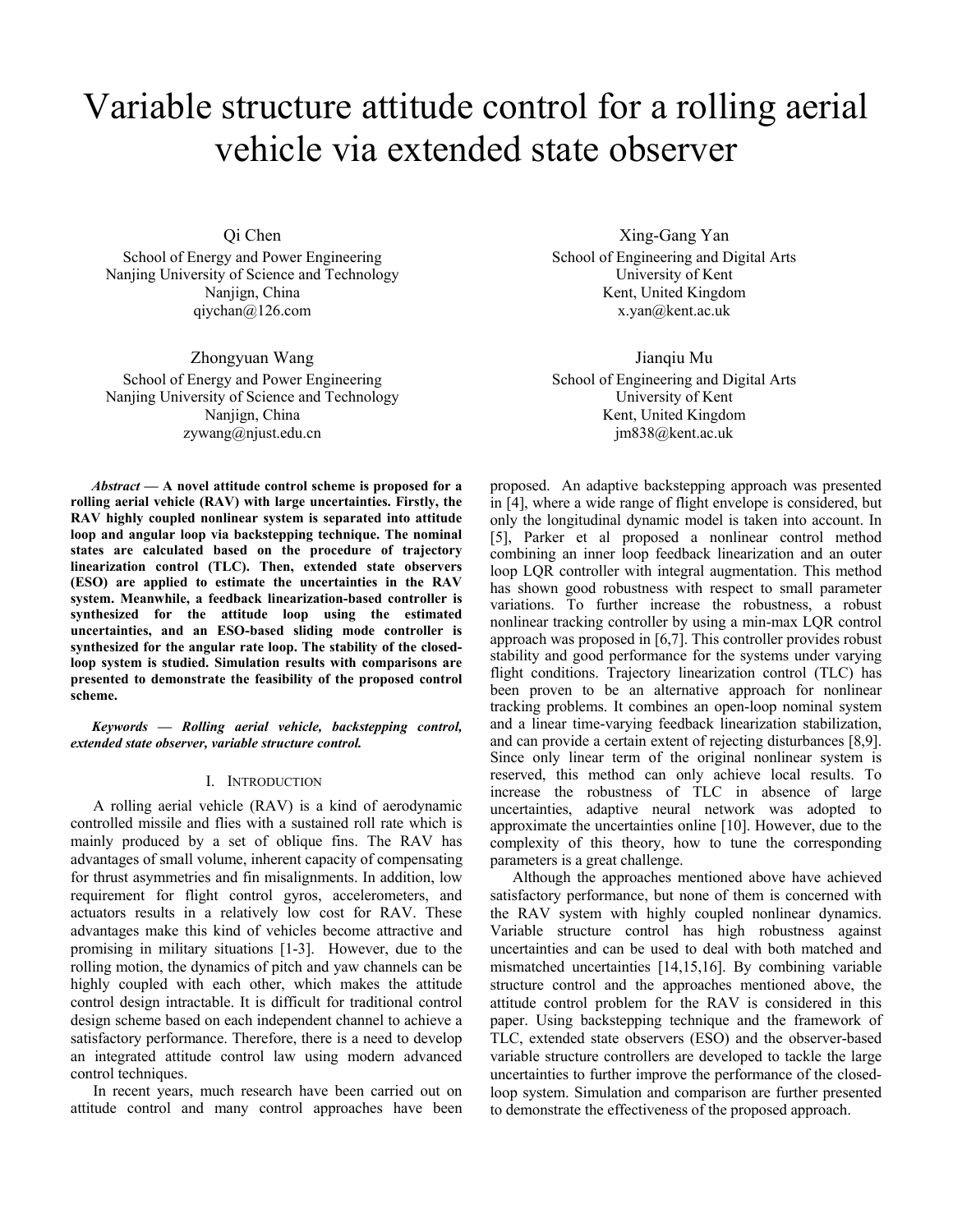# Variable structure attitude control for a rolling aerial vehicle via extended state observer

Qi Chen
School of Energy and Power Engineering
Nanjing University of Science and Technology
Nanjign, China
qiychan@126.com

Xing-Gang Yan
School of Engineering and Digital Arts
University of Kent
Kent, United Kingdom
x.yan@kent.ac.uk

Zhongyuan Wang
School of Energy and Power Engineering
Nanjing University of Science and Technology
Nanjign, China
zywang@njust.edu.cn

Jianqiu Mu
School of Engineering and Digital Arts
University of Kent
Kent, United Kingdom
jm838@kent.ac.uk

***Abstract* — A novel attitude control scheme is proposed for a rolling aerial vehicle (RAV) with large uncertainties. Firstly, the RAV highly coupled nonlinear system is separated into attitude loop and angular loop via backstepping technique. The nominal states are calculated based on the procedure of trajectory linearization control (TLC). Then, extended state observers (ESO) are applied to estimate the uncertainties in the RAV system. Meanwhile, a feedback linearization-based controller is synthesized for the attitude loop using the estimated uncertainties, and an ESO-based sliding mode controller is synthesized for the angular rate loop. The stability of the closed-loop system is studied. Simulation results with comparisons are presented to demonstrate the feasibility of the proposed control scheme.**

***Keywords* — *Rolling aerial vehicle, backstepping control, extended state observer, variable structure control.***

## I. Introduction

A rolling aerial vehicle (RAV) is a kind of aerodynamic controlled missile and flies with a sustained roll rate which is mainly produced by a set of oblique fins. The RAV has advantages of small volume, inherent capacity of compensating for thrust asymmetries and fin misalignments. In addition, low requirement for flight control gyros, accelerometers, and actuators results in a relatively low cost for RAV. These advantages make this kind of vehicles become attractive and promising in military situations [1-3]. However, due to the rolling motion, the dynamics of pitch and yaw channels can be highly coupled with each other, which makes the attitude control design intractable. It is difficult for traditional control design scheme based on each independent channel to achieve a satisfactory performance. Therefore, there is a need to develop an integrated attitude control law using modern advanced control techniques.

In recent years, much research have been carried out on attitude control and many control approaches have been proposed. An adaptive backstepping approach was presented in [4], where a wide range of flight envelope is considered, but only the longitudinal dynamic model is taken into account. In [5], Parker et al proposed a nonlinear control method combining an inner loop feedback linearization and an outer loop LQR controller with integral augmentation. This method has shown good robustness with respect to small parameter variations. To further increase the robustness, a robust nonlinear tracking controller by using a min-max LQR control approach was proposed in [6,7]. This controller provides robust stability and good performance for the systems under varying flight conditions. Trajectory linearization control (TLC) has been proven to be an alternative approach for nonlinear tracking problems. It combines an open-loop nominal system and a linear time-varying feedback linearization stabilization, and can provide a certain extent of rejecting disturbances [8,9]. Since only linear term of the original nonlinear system is reserved, this method can only achieve local results. To increase the robustness of TLC in absence of large uncertainties, adaptive neural network was adopted to approximate the uncertainties online [10]. However, due to the complexity of this theory, how to tune the corresponding parameters is a great challenge.

Although the approaches mentioned above have achieved satisfactory performance, but none of them is concerned with the RAV system with highly coupled nonlinear dynamics. Variable structure control has high robustness against uncertainties and can be used to deal with both matched and mismatched uncertainties [14,15,16]. By combining variable structure control and the approaches mentioned above, the attitude control problem for the RAV is considered in this paper. Using backstepping technique and the framework of TLC, extended state observers (ESO) and the observer-based variable structure controllers are developed to tackle the large uncertainties to further improve the performance of the closed-loop system. Simulation and comparison are further presented to demonstrate the effectiveness of the proposed approach.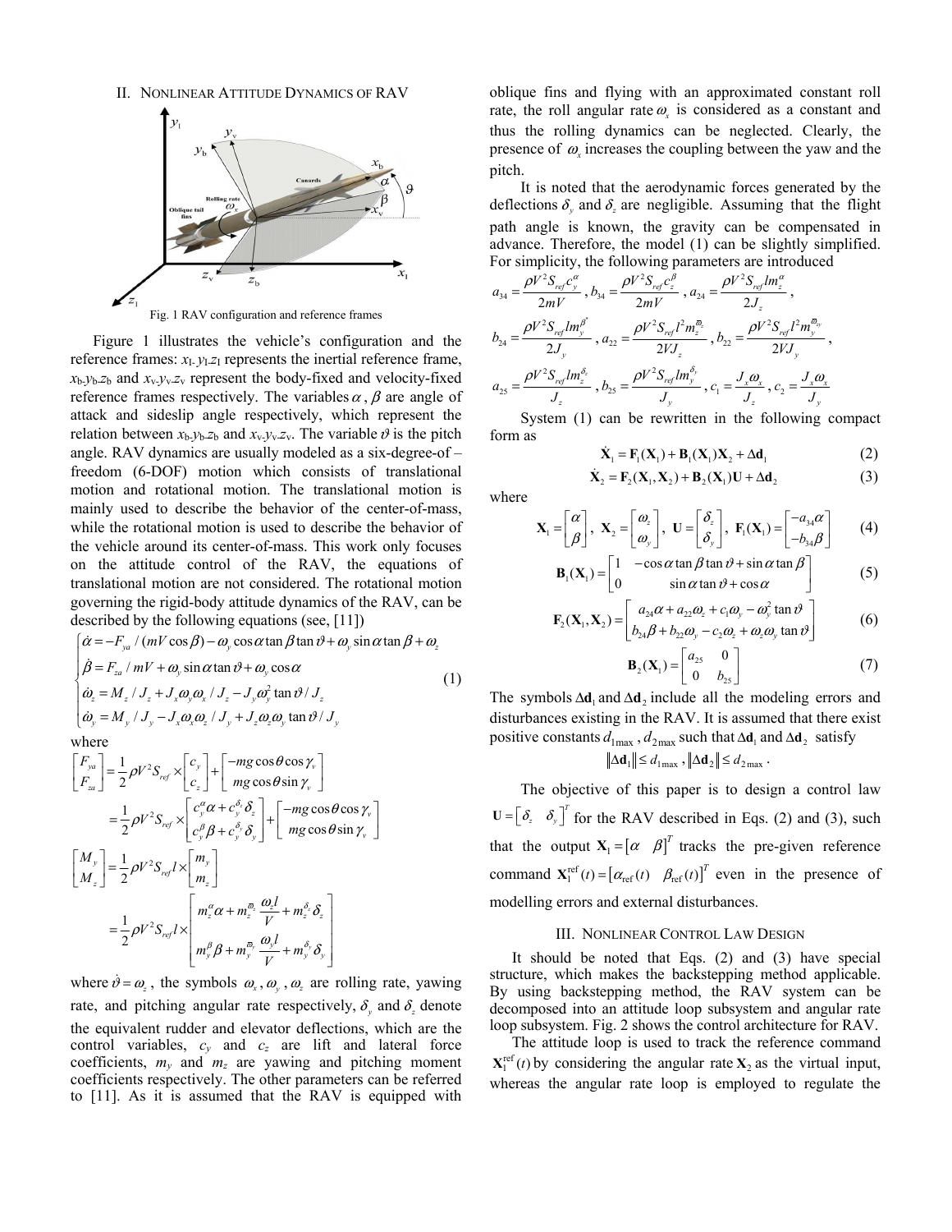## II. Nonlinear Attitude Dynamics of RAV

Fig. 1 RAV configuration and reference frames

Figure 1 illustrates the vehicle's configuration and the reference frames: $x_I$-$y_I$-$z_I$ represents the inertial reference frame, $x_b$-$y_b$-$z_b$ and $x_v$-$y_v$-$z_v$ represent the body-fixed and velocity-fixed reference frames respectively. The variables $\alpha$, $\beta$ are angle of attack and sideslip angle respectively, which represent the relation between $x_b$-$y_b$-$z_b$ and $x_v$-$y_v$-$z_v$. The variable $\vartheta$ is the pitch angle. RAV dynamics are usually modeled as a six-degree-of – freedom (6-DOF) motion which consists of translational motion and rotational motion. The translational motion is mainly used to describe the behavior of the center-of-mass, while the rotational motion is used to describe the behavior of the vehicle around its center-of-mass. This work only focuses on the attitude control of the RAV, the equations of translational motion are not considered. The rotational motion governing the rigid-body attitude dynamics of the RAV, can be described by the following equations (see, [11])

$$
\begin{cases}
\dot{\alpha} = -F_{ya}/(mV\cos\beta) - \omega_y\cos\alpha\tan\beta\tan\vartheta + \omega_y\sin\alpha\tan\beta + \omega_z \\
\dot{\beta} = F_{za}/mV + \omega_y\sin\alpha\tan\vartheta + \omega_y\cos\alpha \\
\dot{\omega}_z = M_z/J_z + J_x\omega_y\omega_x/J_z - J_y\omega_y^2\tan\vartheta/J_z \\
\dot{\omega}_y = M_y/J_y - J_x\omega_x\omega_z/J_y + J_z\omega_z\omega_y\tan\vartheta/J_y
\end{cases}
\tag{1}
$$

where

$$
\begin{bmatrix} F_{ya} \\ F_{za} \end{bmatrix} = \frac{1}{2}\rho V^2 S_{ref} \times \begin{bmatrix} c_y \\ c_z \end{bmatrix} + \begin{bmatrix} -mg\cos\theta\cos\gamma_v \\ mg\cos\theta\sin\gamma_v \end{bmatrix}
= \frac{1}{2}\rho V^2 S_{ref} \times \begin{bmatrix} c_y^{\alpha}\alpha + c_y^{\delta_z}\delta_z \\ c_z^{\beta}\beta + c_y^{\delta_y}\delta_y \end{bmatrix} + \begin{bmatrix} -mg\cos\theta\cos\gamma_v \\ mg\cos\theta\sin\gamma_v \end{bmatrix}
$$

$$
\begin{bmatrix} M_y \\ M_z \end{bmatrix} = \frac{1}{2}\rho V^2 S_{ref} l \times \begin{bmatrix} m_y \\ m_z \end{bmatrix}
= \frac{1}{2}\rho V^2 S_{ref} l \times \begin{bmatrix} m_z^{\alpha}\alpha + m_z^{\bar{\omega}_z}\dfrac{\omega_z l}{V} + m_z^{\delta_z}\delta_z \\ m_y^{\beta}\beta + m_y^{\bar{\omega}_y}\dfrac{\omega_y l}{V} + m_y^{\delta_y}\delta_y \end{bmatrix}
$$

where $\dot{\vartheta} = \omega_z$, the symbols $\omega_x$, $\omega_y$, $\omega_z$ are rolling rate, yawing rate, and pitching angular rate respectively, $\delta_y$ and $\delta_z$ denote the equivalent rudder and elevator deflections, which are the control variables, $c_y$ and $c_z$ are lift and lateral force coefficients, $m_y$ and $m_z$ are yawing and pitching moment coefficients respectively. The other parameters can be referred to [11]. As it is assumed that the RAV is equipped with oblique fins and flying with an approximated constant roll rate, the roll angular rate $\omega_x$ is considered as a constant and thus the rolling dynamics can be neglected. Clearly, the presence of $\omega_x$ increases the coupling between the yaw and the pitch.

It is noted that the aerodynamic forces generated by the deflections $\delta_y$ and $\delta_z$ are negligible. Assuming that the flight path angle is known, the gravity can be compensated in advance. Therefore, the model (1) can be slightly simplified. For simplicity, the following parameters are introduced

$$
a_{34} = \frac{\rho V^2 S_{ref} c_y^{\alpha}}{2mV},\ b_{34} = \frac{\rho V^2 S_{ref} c_z^{\beta}}{2mV},\ a_{24} = \frac{\rho V^2 S_{ref} l m_z^{\alpha}}{2J_z},
$$

$$
b_{24} = \frac{\rho V^2 S_{ref} l m_y^{\beta^*}}{2J_y},\ a_{22} = \frac{\rho V^2 S_{ref} l^2 m_z^{\bar{\omega}_z}}{2VJ_z},\ b_{22} = \frac{\rho V^2 S_{ref} l^2 m_y^{\bar{\omega}_y}}{2VJ_y},
$$

$$
a_{25} = \frac{\rho V^2 S_{ref} l m_z^{\delta_z}}{J_z},\ b_{25} = \frac{\rho V^2 S_{ref} l m_y^{\delta_y}}{J_y},\ c_1 = \frac{J_x\omega_x}{J_z},\ c_2 = \frac{J_x\omega_x}{J_y}
$$

System (1) can be rewritten in the following compact form as

$$
\dot{\mathbf{X}}_1 = \mathbf{F}_1(\mathbf{X}_1) + \mathbf{B}_1(\mathbf{X}_1)\mathbf{X}_2 + \Delta\mathbf{d}_1 \tag{2}
$$

$$
\dot{\mathbf{X}}_2 = \mathbf{F}_2(\mathbf{X}_1, \mathbf{X}_2) + \mathbf{B}_2(\mathbf{X}_1)\mathbf{U} + \Delta\mathbf{d}_2 \tag{3}
$$

where

$$
\mathbf{X}_1 = \begin{bmatrix} \alpha \\ \beta \end{bmatrix},\ \mathbf{X}_2 = \begin{bmatrix} \omega_z \\ \omega_y \end{bmatrix},\ \mathbf{U} = \begin{bmatrix} \delta_z \\ \delta_y \end{bmatrix},\ \mathbf{F}_1(\mathbf{X}_1) = \begin{bmatrix} -a_{34}\alpha \\ -b_{34}\beta \end{bmatrix} \tag{4}
$$

$$
\mathbf{B}_1(\mathbf{X}_1) = \begin{bmatrix} 1 & -\cos\alpha\tan\beta\tan\vartheta + \sin\alpha\tan\beta \\ 0 & \sin\alpha\tan\vartheta + \cos\alpha \end{bmatrix} \tag{5}
$$

$$
\mathbf{F}_2(\mathbf{X}_1, \mathbf{X}_2) = \begin{bmatrix} a_{24}\alpha + a_{22}\omega_z + c_1\omega_y - \omega_y^2\tan\vartheta \\ b_{24}\beta + b_{22}\omega_y - c_2\omega_z + \omega_z\omega_y\tan\vartheta \end{bmatrix} \tag{6}
$$

$$
\mathbf{B}_2(\mathbf{X}_1) = \begin{bmatrix} a_{25} & 0 \\ 0 & b_{25} \end{bmatrix} \tag{7}
$$

The symbols $\Delta\mathbf{d}_1$ and $\Delta\mathbf{d}_2$ include all the modeling errors and disturbances existing in the RAV. It is assumed that there exist positive constants $d_{1\max}$, $d_{2\max}$ such that $\Delta\mathbf{d}_1$ and $\Delta\mathbf{d}_2$ satisfy

$$
\|\Delta\mathbf{d}_1\| \le d_{1\max},\ \|\Delta\mathbf{d}_2\| \le d_{2\max}.
$$

The objective of this paper is to design a control law $\mathbf{U} = [\delta_z \quad \delta_y]^T$ for the RAV described in Eqs. (2) and (3), such that the output $\mathbf{X}_1 = [\alpha \quad \beta]^T$ tracks the pre-given reference command $\mathbf{X}_1^{\text{ref}}(t) = [\alpha_{\text{ref}}(t) \quad \beta_{\text{ref}}(t)]^T$ even in the presence of modelling errors and external disturbances.

## III. Nonlinear Control Law Design

It should be noted that Eqs. (2) and (3) have special structure, which makes the backstepping method applicable. By using backstepping method, the RAV system can be decomposed into an attitude loop subsystem and angular rate loop subsystem. Fig. 2 shows the control architecture for RAV.

The attitude loop is used to track the reference command $\mathbf{X}_1^{\text{ref}}(t)$ by considering the angular rate $\mathbf{X}_2$ as the virtual input, whereas the angular rate loop is employed to regulate the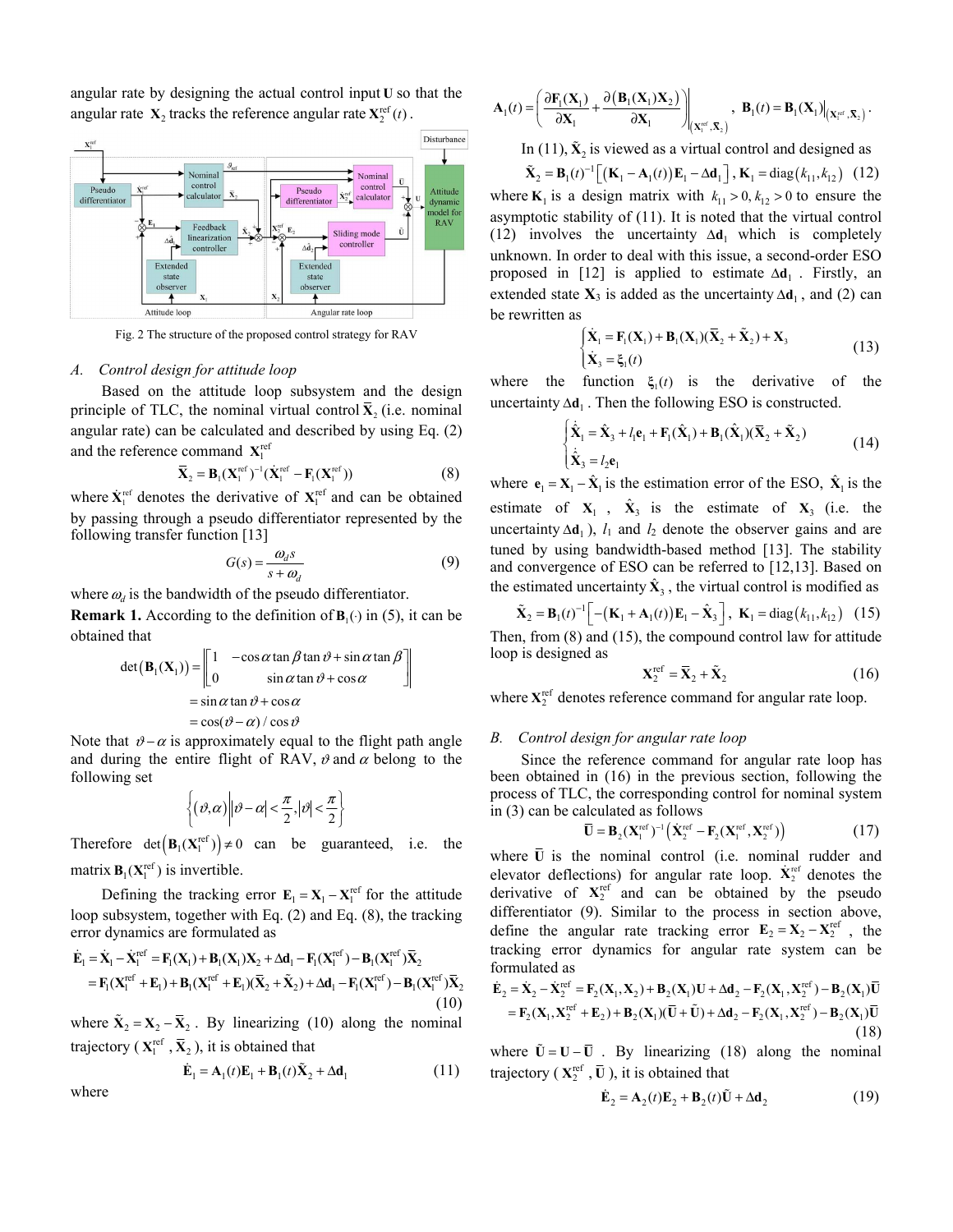angular rate by designing the actual control input $\mathbf{U}$ so that the angular rate $\mathbf{X}_2$ tracks the reference angular rate $\mathbf{X}_2^{\text{ref}}(t)$.

Fig. 2 The structure of the proposed control strategy for RAV

### A. Control design for attitude loop

Based on the attitude loop subsystem and the design principle of TLC, the nominal virtual control $\bar{\mathbf{X}}_2$ (i.e. nominal angular rate) can be calculated and described by using Eq. (2) and the reference command $\mathbf{X}_1^{\text{ref}}$

$$\bar{\mathbf{X}}_2 = \mathbf{B}_1(\mathbf{X}_1^{\text{ref}})^{-1}(\dot{\mathbf{X}}_1^{\text{ref}} - \mathbf{F}_1(\mathbf{X}_1^{\text{ref}})) \tag{8}$$

where $\dot{\mathbf{X}}_1^{\text{ref}}$ denotes the derivative of $\mathbf{X}_1^{\text{ref}}$ and can be obtained by passing through a pseudo differentiator represented by the following transfer function [13]

$$G(s) = \frac{\omega_d s}{s + \omega_d} \tag{9}$$

where $\omega_d$ is the bandwidth of the pseudo differentiator.

**Remark 1.** According to the definition of $\mathbf{B}_1(\cdot)$ in (5), it can be obtained that

$$\begin{aligned}\det(\mathbf{B}_1(\mathbf{X}_1)) &= \left\| \begin{bmatrix} 1 & -\cos\alpha\tan\beta\tan\vartheta + \sin\alpha\tan\beta \\ 0 & \sin\alpha\tan\vartheta + \cos\alpha \end{bmatrix} \right\| \\ &= \sin\alpha\tan\vartheta + \cos\alpha \\ &= \cos(\vartheta - \alpha)/\cos\vartheta \end{aligned}$$

Note that $\vartheta - \alpha$ is approximately equal to the flight path angle and during the entire flight of RAV, $\vartheta$ and $\alpha$ belong to the following set

$$\left\{ (\vartheta, \alpha) \middle| |\vartheta - \alpha| < \frac{\pi}{2}, |\vartheta| < \frac{\pi}{2} \right\}$$

Therefore $\det(\mathbf{B}_1(\mathbf{X}_1^{\text{ref}})) \neq 0$ can be guaranteed, i.e. the matrix $\mathbf{B}_1(\mathbf{X}_1^{\text{ref}})$ is invertible.

Defining the tracking error $\mathbf{E}_1 = \mathbf{X}_1 - \mathbf{X}_1^{\text{ref}}$ for the attitude loop subsystem, together with Eq. (2) and Eq. (8), the tracking error dynamics are formulated as

$$\begin{aligned}\dot{\mathbf{E}}_1 &= \dot{\mathbf{X}}_1 - \dot{\mathbf{X}}_1^{\text{ref}} = \mathbf{F}_1(\mathbf{X}_1) + \mathbf{B}_1(\mathbf{X}_1)\mathbf{X}_2 + \Delta\mathbf{d}_1 - \mathbf{F}_1(\mathbf{X}_1^{\text{ref}}) - \mathbf{B}_1(\mathbf{X}_1^{\text{ref}})\bar{\mathbf{X}}_2 \\ &= \mathbf{F}_1(\mathbf{X}_1^{\text{ref}} + \mathbf{E}_1) + \mathbf{B}_1(\mathbf{X}_1^{\text{ref}} + \mathbf{E}_1)(\bar{\mathbf{X}}_2 + \tilde{\mathbf{X}}_2) + \Delta\mathbf{d}_1 - \mathbf{F}_1(\mathbf{X}_1^{\text{ref}}) - \mathbf{B}_1(\mathbf{X}_1^{\text{ref}})\bar{\mathbf{X}}_2 \end{aligned} \tag{10}$$

where $\tilde{\mathbf{X}}_2 = \mathbf{X}_2 - \bar{\mathbf{X}}_2$. By linearizing (10) along the nominal trajectory ($\mathbf{X}_1^{\text{ref}}, \bar{\mathbf{X}}_2$), it is obtained that

$$\dot{\mathbf{E}}_1 = \mathbf{A}_1(t)\mathbf{E}_1 + \mathbf{B}_1(t)\tilde{\mathbf{X}}_2 + \Delta\mathbf{d}_1 \tag{11}$$

where

$$\mathbf{A}_1(t) = \left( \frac{\partial \mathbf{F}_1(\mathbf{X}_1)}{\partial \mathbf{X}_1} + \frac{\partial(\mathbf{B}_1(\mathbf{X}_1)\mathbf{X}_2)}{\partial \mathbf{X}_1} \right) \Bigg|_{(\mathbf{X}_1^{\text{ref}}, \bar{\mathbf{X}}_2)}, \quad \mathbf{B}_1(t) = \mathbf{B}_1(\mathbf{X}_1)\big|_{(\mathbf{X}_1^{\text{ref}}, \bar{\mathbf{X}}_2)}.$$

In (11), $\tilde{\mathbf{X}}_2$ is viewed as a virtual control and designed as

$$\tilde{\mathbf{X}}_2 = \mathbf{B}_1(t)^{-1}\left[ (\mathbf{K}_1 - \mathbf{A}_1(t))\mathbf{E}_1 - \Delta\mathbf{d}_1 \right], \ \mathbf{K}_1 = \text{diag}(k_{11}, k_{12}) \tag{12}$$

where $\mathbf{K}_1$ is a design matrix with $k_{11} > 0, k_{12} > 0$ to ensure the asymptotic stability of (11). It is noted that the virtual control (12) involves the uncertainty $\Delta\mathbf{d}_1$ which is completely unknown. In order to deal with this issue, a second-order ESO proposed in [12] is applied to estimate $\Delta\mathbf{d}_1$. Firstly, an extended state $\mathbf{X}_3$ is added as the uncertainty $\Delta\mathbf{d}_1$, and (2) can be rewritten as

$$\begin{cases} \dot{\mathbf{X}}_1 = \mathbf{F}_1(\mathbf{X}_1) + \mathbf{B}_1(\mathbf{X}_1)(\bar{\mathbf{X}}_2 + \tilde{\mathbf{X}}_2) + \mathbf{X}_3 \\ \dot{\mathbf{X}}_3 = \xi_1(t) \end{cases} \tag{13}$$

where the function $\xi_1(t)$ is the derivative of the uncertainty $\Delta\mathbf{d}_1$. Then the following ESO is constructed.

$$\begin{cases} \dot{\hat{\mathbf{X}}}_1 = \hat{\mathbf{X}}_3 + l_1\mathbf{e}_1 + \mathbf{F}_1(\hat{\mathbf{X}}_1) + \mathbf{B}_1(\hat{\mathbf{X}}_1)(\bar{\mathbf{X}}_2 + \tilde{\mathbf{X}}_2) \\ \dot{\hat{\mathbf{X}}}_3 = l_2\mathbf{e}_1 \end{cases} \tag{14}$$

where $\mathbf{e}_1 = \mathbf{X}_1 - \hat{\mathbf{X}}_1$ is the estimation error of the ESO, $\hat{\mathbf{X}}_1$ is the estimate of $\mathbf{X}_1$, $\hat{\mathbf{X}}_3$ is the estimate of $\mathbf{X}_3$ (i.e. the uncertainty $\Delta\mathbf{d}_1$), $l_1$ and $l_2$ denote the observer gains and are tuned by using bandwidth-based method [13]. The stability and convergence of ESO can be referred to [12,13]. Based on the estimated uncertainty $\hat{\mathbf{X}}_3$, the virtual control is modified as

$$\tilde{\mathbf{X}}_2 = \mathbf{B}_1(t)^{-1}\left[ -(\mathbf{K}_1 + \mathbf{A}_1(t))\mathbf{E}_1 - \hat{\mathbf{X}}_3 \right], \ \mathbf{K}_1 = \text{diag}(k_{11}, k_{12}) \tag{15}$$

Then, from (8) and (15), the compound control law for attitude loop is designed as

$$\mathbf{X}_2^{\text{ref}} = \bar{\mathbf{X}}_2 + \tilde{\mathbf{X}}_2 \tag{16}$$

where $\mathbf{X}_2^{\text{ref}}$ denotes reference command for angular rate loop.

### B. Control design for angular rate loop

Since the reference command for angular rate loop has been obtained in (16) in the previous section, following the process of TLC, the corresponding control for nominal system in (3) can be calculated as follows

$$\bar{\mathbf{U}} = \mathbf{B}_2(\mathbf{X}_1^{\text{ref}})^{-1}\left( \dot{\mathbf{X}}_2^{\text{ref}} - \mathbf{F}_2(\mathbf{X}_1^{\text{ref}}, \mathbf{X}_2^{\text{ref}}) \right) \tag{17}$$

where $\bar{\mathbf{U}}$ is the nominal control (i.e. nominal rudder and elevator deflections) for angular rate loop. $\dot{\mathbf{X}}_2^{\text{ref}}$ denotes the derivative of $\mathbf{X}_2^{\text{ref}}$ and can be obtained by the pseudo differentiator (9). Similar to the process in section above, define the angular rate tracking error $\mathbf{E}_2 = \mathbf{X}_2 - \mathbf{X}_2^{\text{ref}}$, the tracking error dynamics for angular rate system can be formulated as

$$\begin{aligned}\dot{\mathbf{E}}_2 &= \dot{\mathbf{X}}_2 - \dot{\mathbf{X}}_2^{\text{ref}} = \mathbf{F}_2(\mathbf{X}_1, \mathbf{X}_2) + \mathbf{B}_2(\mathbf{X}_1)\mathbf{U} + \Delta\mathbf{d}_2 - \mathbf{F}_2(\mathbf{X}_1, \mathbf{X}_2^{\text{ref}}) - \mathbf{B}_2(\mathbf{X}_1)\bar{\mathbf{U}} \\ &= \mathbf{F}_2(\mathbf{X}_1, \mathbf{X}_2^{\text{ref}} + \mathbf{E}_2) + \mathbf{B}_2(\mathbf{X}_1)(\bar{\mathbf{U}} + \tilde{\mathbf{U}}) + \Delta\mathbf{d}_2 - \mathbf{F}_2(\mathbf{X}_1, \mathbf{X}_2^{\text{ref}}) - \mathbf{B}_2(\mathbf{X}_1)\bar{\mathbf{U}} \end{aligned} \tag{18}$$

where $\tilde{\mathbf{U}} = \mathbf{U} - \bar{\mathbf{U}}$. By linearizing (18) along the nominal trajectory ($\mathbf{X}_2^{\text{ref}}, \bar{\mathbf{U}}$), it is obtained that

$$\dot{\mathbf{E}}_2 = \mathbf{A}_2(t)\mathbf{E}_2 + \mathbf{B}_2(t)\tilde{\mathbf{U}} + \Delta\mathbf{d}_2 \tag{19}$$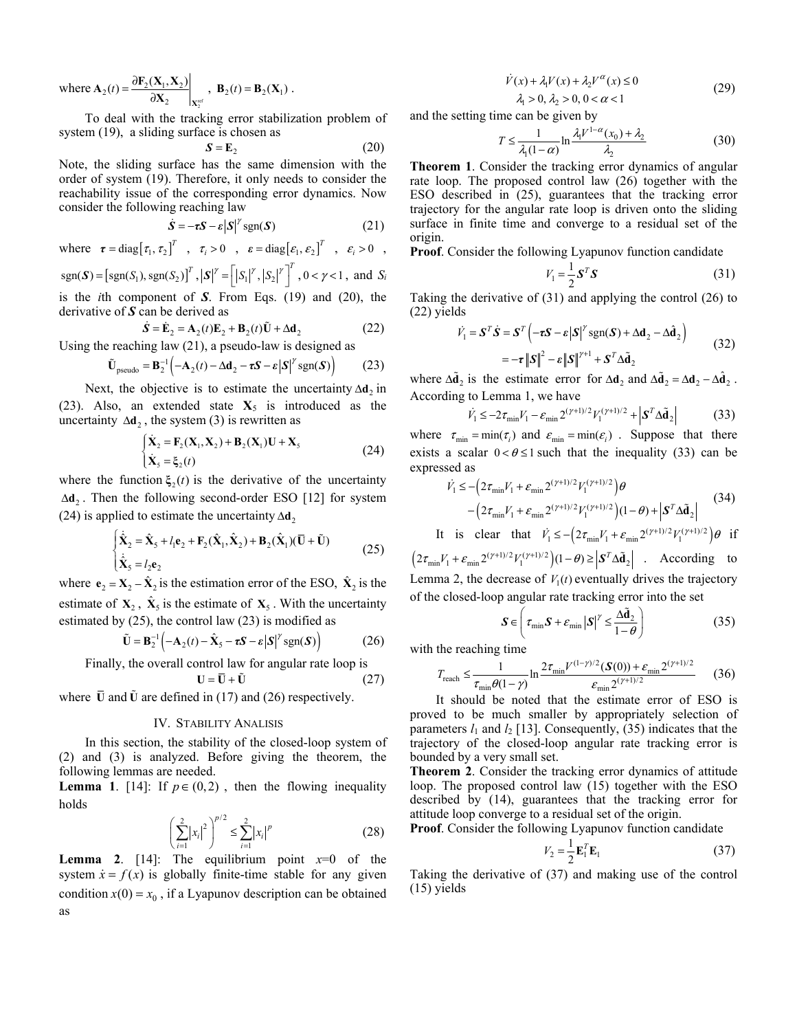where $\mathbf{A}_2(t) = \left.\dfrac{\partial \mathbf{F}_2(\mathbf{X}_1, \mathbf{X}_2)}{\partial \mathbf{X}_2}\right|_{\mathbf{X}_2^{ref}}$ , $\mathbf{B}_2(t) = \mathbf{B}_2(\mathbf{X}_1)$ .

To deal with the tracking error stabilization problem of system (19), a sliding surface is chosen as

$$\boldsymbol{S} = \mathbf{E}_2 \tag{20}$$

Note, the sliding surface has the same dimension with the order of system (19). Therefore, it only needs to consider the reachability issue of the corresponding error dynamics. Now consider the following reaching law

$$\dot{\boldsymbol{S}} = -\boldsymbol{\tau}\boldsymbol{S} - \boldsymbol{\varepsilon}\left|\boldsymbol{S}\right|^{\gamma}\operatorname{sgn}(\boldsymbol{S}) \tag{21}$$

where $\boldsymbol{\tau} = \operatorname{diag}\left[\tau_1, \tau_2\right]^T$ , $\tau_i > 0$ , $\boldsymbol{\varepsilon} = \operatorname{diag}\left[\varepsilon_1, \varepsilon_2\right]^T$ , $\varepsilon_i > 0$ , $\operatorname{sgn}(\boldsymbol{S}) = \left[\operatorname{sgn}(S_1), \operatorname{sgn}(S_2)\right]^T$ , $\left|\boldsymbol{S}\right|^{\gamma} = \left[\left|S_1\right|^{\gamma}, \left|S_2\right|^{\gamma}\right]^T$ , $0 < \gamma < 1$ , and $S_i$ is the $i$th component of $\boldsymbol{S}$. From Eqs. (19) and (20), the derivative of $\boldsymbol{S}$ can be derived as

$$\dot{\boldsymbol{S}} = \dot{\mathbf{E}}_2 = \mathbf{A}_2(t)\mathbf{E}_2 + \mathbf{B}_2(t)\tilde{\mathbf{U}} + \Delta\mathbf{d}_2 \tag{22}$$

Using the reaching law (21), a pseudo-law is designed as

$$\tilde{\mathbf{U}}_{\text{pseudo}} = \mathbf{B}_2^{-1}\left(-\mathbf{A}_2(t) - \Delta\mathbf{d}_2 - \boldsymbol{\tau}\boldsymbol{S} - \boldsymbol{\varepsilon}\left|\boldsymbol{S}\right|^{\gamma}\operatorname{sgn}(\boldsymbol{S})\right) \tag{23}$$

Next, the objective is to estimate the uncertainty $\Delta\mathbf{d}_2$ in (23). Also, an extended state $\mathbf{X}_5$ is introduced as the uncertainty $\Delta\mathbf{d}_2$ , the system (3) is rewritten as

$$\begin{cases} \dot{\mathbf{X}}_2 = \mathbf{F}_2(\mathbf{X}_1, \mathbf{X}_2) + \mathbf{B}_2(\mathbf{X}_1)\mathbf{U} + \mathbf{X}_5 \\ \dot{\mathbf{X}}_5 = \boldsymbol{\xi}_2(t) \end{cases} \tag{24}$$

where the function $\boldsymbol{\xi}_2(t)$ is the derivative of the uncertainty $\Delta\mathbf{d}_2$ . Then the following second-order ESO [12] for system (24) is applied to estimate the uncertainty $\Delta\mathbf{d}_2$

$$\begin{cases} \dot{\hat{\mathbf{X}}}_2 = \hat{\mathbf{X}}_5 + l_1\mathbf{e}_2 + \mathbf{F}_2(\hat{\mathbf{X}}_1, \hat{\mathbf{X}}_2) + \mathbf{B}_2(\hat{\mathbf{X}}_1)(\bar{\mathbf{U}} + \tilde{\mathbf{U}}) \\ \dot{\hat{\mathbf{X}}}_5 = l_2\mathbf{e}_2 \end{cases} \tag{25}$$

where $\mathbf{e}_2 = \mathbf{X}_2 - \hat{\mathbf{X}}_2$ is the estimation error of the ESO, $\hat{\mathbf{X}}_2$ is the estimate of $\mathbf{X}_2$ , $\hat{\mathbf{X}}_5$ is the estimate of $\mathbf{X}_5$ . With the uncertainty estimated by (25), the control law (23) is modified as

$$\tilde{\mathbf{U}} = \mathbf{B}_2^{-1}\left(-\mathbf{A}_2(t) - \hat{\mathbf{X}}_5 - \boldsymbol{\tau}\boldsymbol{S} - \boldsymbol{\varepsilon}\left|\boldsymbol{S}\right|^{\gamma}\operatorname{sgn}(\boldsymbol{S})\right) \tag{26}$$

Finally, the overall control law for angular rate loop is

$$\mathbf{U} = \bar{\mathbf{U}} + \tilde{\mathbf{U}} \tag{27}$$

where $\bar{\mathbf{U}}$ and $\tilde{\mathbf{U}}$ are defined in (17) and (26) respectively.

## IV. STABILITY ANALISIS

In this section, the stability of the closed-loop system of (2) and (3) is analyzed. Before giving the theorem, the following lemmas are needed.

**Lemma 1**. [14]: If $p \in (0, 2)$ , then the flowing inequality holds

$$\left(\sum_{i=1}^{2}\left|x_i\right|^2\right)^{p/2} \le \sum_{i=1}^{2}\left|x_i\right|^p \tag{28}$$

**Lemma 2**. [14]: The equilibrium point $x$=0 of the system $\dot{x} = f(x)$ is globally finite-time stable for any given condition $x(0) = x_0$ , if a Lyapunov description can be obtained as

$$\begin{gathered} \dot{V}(x) + \lambda_1 V(x) + \lambda_2 V^{\alpha}(x) \le 0 \\ \lambda_1 > 0, \lambda_2 > 0, 0 < \alpha < 1 \end{gathered} \tag{29}$$

and the setting time can be given by

$$T \le \frac{1}{\lambda_1(1-\alpha)}\ln\frac{\lambda_1 V^{1-\alpha}(x_0) + \lambda_2}{\lambda_2} \tag{30}$$

**Theorem 1**. Consider the tracking error dynamics of angular rate loop. The proposed control law (26) together with the ESO described in (25), guarantees that the tracking error trajectory for the angular rate loop is driven onto the sliding surface in finite time and converge to a residual set of the origin.

**Proof**. Consider the following Lyapunov function candidate

$$V_1 = \frac{1}{2}\boldsymbol{S}^T\boldsymbol{S} \tag{31}$$

Taking the derivative of (31) and applying the control (26) to (22) yields

$$\begin{aligned} \dot{V}_1 = \boldsymbol{S}^T\dot{\boldsymbol{S}} &= \boldsymbol{S}^T\left(-\boldsymbol{\tau}\boldsymbol{S} - \boldsymbol{\varepsilon}\left|\boldsymbol{S}\right|^{\gamma}\operatorname{sgn}(\boldsymbol{S}) + \Delta\mathbf{d}_2 - \Delta\hat{\mathbf{d}}_2\right) \\ &= -\boldsymbol{\tau}\left\|\boldsymbol{S}\right\|^2 - \boldsymbol{\varepsilon}\left\|\boldsymbol{S}\right\|^{\gamma+1} + \boldsymbol{S}^T\Delta\tilde{\mathbf{d}}_2 \end{aligned} \tag{32}$$

where $\Delta\tilde{\mathbf{d}}_2$ is the estimate error for $\Delta\mathbf{d}_2$ and $\Delta\tilde{\mathbf{d}}_2 = \Delta\mathbf{d}_2 - \Delta\hat{\mathbf{d}}_2$ . According to Lemma 1, we have

$$\dot{V}_1 \le -2\tau_{\min}V_1 - \varepsilon_{\min}2^{(\gamma+1)/2}V_1^{(\gamma+1)/2} + \left|\boldsymbol{S}^T\Delta\tilde{\mathbf{d}}_2\right| \tag{33}$$

where $\tau_{\min} = \min(\tau_i)$ and $\varepsilon_{\min} = \min(\varepsilon_i)$ . Suppose that there exists a scalar $0 < \theta \le 1$ such that the inequality (33) can be expressed as

$$\begin{aligned} \dot{V}_1 \le &-\left(2\tau_{\min}V_1 + \varepsilon_{\min}2^{(\gamma+1)/2}V_1^{(\gamma+1)/2}\right)\theta \\ &-\left(2\tau_{\min}V_1 + \varepsilon_{\min}2^{(\gamma+1)/2}V_1^{(\gamma+1)/2}\right)(1-\theta) + \left|\boldsymbol{S}^T\Delta\tilde{\mathbf{d}}_2\right| \end{aligned} \tag{34}$$

It is clear that $\dot{V}_1 \le -\left(2\tau_{\min}V_1 + \varepsilon_{\min}2^{(\gamma+1)/2}V_1^{(\gamma+1)/2}\right)\theta$ if $\left(2\tau_{\min}V_1 + \varepsilon_{\min}2^{(\gamma+1)/2}V_1^{(\gamma+1)/2}\right)(1-\theta) \ge \left|\boldsymbol{S}^T\Delta\tilde{\mathbf{d}}_2\right|$ . According to Lemma 2, the decrease of $V_1(t)$ eventually drives the trajectory of the closed-loop angular rate tracking error into the set

$$\boldsymbol{S} \in \left(\tau_{\min}\boldsymbol{S} + \varepsilon_{\min}\left|\boldsymbol{S}\right|^{\gamma} \le \frac{\Delta\tilde{\mathbf{d}}_2}{1-\theta}\right) \tag{35}$$

with the reaching time

$$T_{\text{reach}} \le \frac{1}{\tau_{\min}\theta(1-\gamma)}\ln\frac{2\tau_{\min}V^{(1-\gamma)/2}(\boldsymbol{S}(0)) + \varepsilon_{\min}2^{(\gamma+1)/2}}{\varepsilon_{\min}2^{(\gamma+1)/2}} \tag{36}$$

It should be noted that the estimate error of ESO is proved to be much smaller by appropriately selection of parameters $l_1$ and $l_2$ [13]. Consequently, (35) indicates that the trajectory of the closed-loop angular rate tracking error is bounded by a very small set.

**Theorem 2**. Consider the tracking error dynamics of attitude loop. The proposed control law (15) together with the ESO described by (14), guarantees that the tracking error for attitude loop converge to a residual set of the origin.

**Proof**. Consider the following Lyapunov function candidate

$$V_2 = \frac{1}{2}\mathbf{E}_1^T\mathbf{E}_1 \tag{37}$$

Taking the derivative of (37) and making use of the control (15) yields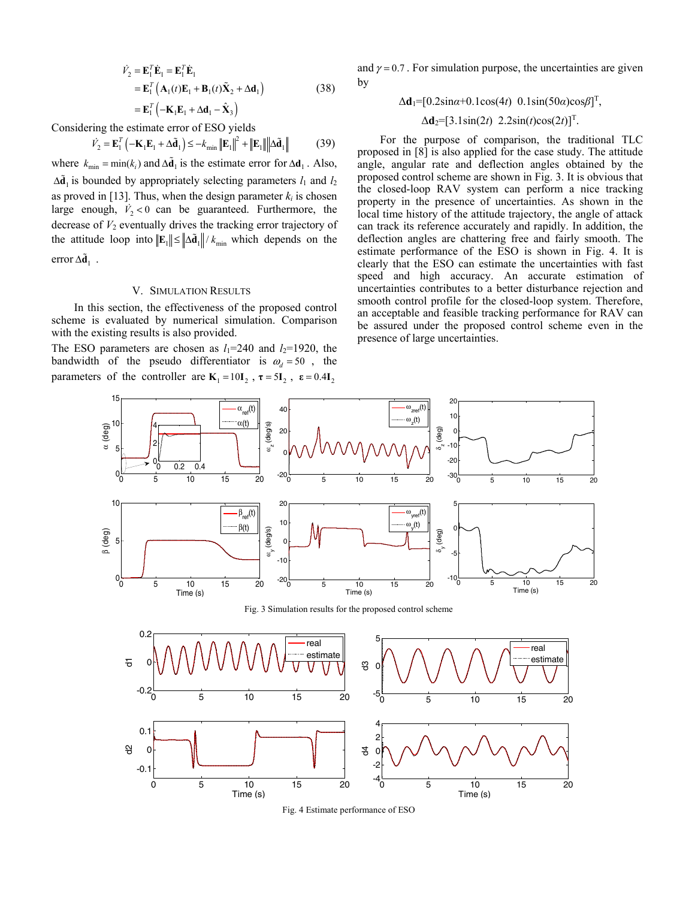$$
\begin{aligned}
\dot{V}_2 &= \mathbf{E}_1^T \dot{\mathbf{E}}_1 = \mathbf{E}_1^T \dot{\mathbf{E}}_1 \\
&= \mathbf{E}_1^T \left( \mathbf{A}_1(t)\mathbf{E}_1 + \mathbf{B}_1(t)\tilde{\mathbf{X}}_2 + \Delta\mathbf{d}_1 \right) \\
&= \mathbf{E}_1^T \left( -\mathbf{K}_1\mathbf{E}_1 + \Delta\mathbf{d}_1 - \hat{\mathbf{X}}_3 \right)
\end{aligned} \tag{38}
$$

Considering the estimate error of ESO yields

$$
\dot{V}_2 = \mathbf{E}_1^T \left( -\mathbf{K}_1\mathbf{E}_1 + \Delta\tilde{\mathbf{d}}_1 \right) \le -k_{\min} \left\| \mathbf{E}_1 \right\|^2 + \left\| \mathbf{E}_1 \right\| \left\| \Delta\tilde{\mathbf{d}}_1 \right\| \tag{39}
$$

where $k_{\min} = \min(k_i)$ and $\Delta\tilde{\mathbf{d}}_1$ is the estimate error for $\Delta\mathbf{d}_1$. Also, $\Delta\tilde{\mathbf{d}}_1$ is bounded by appropriately selecting parameters $l_1$ and $l_2$ as proved in [13]. Thus, when the design parameter $k_i$ is chosen large enough, $\dot{V}_2 < 0$ can be guaranteed. Furthermore, the decrease of $V_2$ eventually drives the tracking error trajectory of the attitude loop into $\left\| \mathbf{E}_1 \right\| \le \left\| \Delta\tilde{\mathbf{d}}_1 \right\| / k_{\min}$ which depends on the error $\Delta\tilde{\mathbf{d}}_1$.

## V. Simulation Results

In this section, the effectiveness of the proposed control scheme is evaluated by numerical simulation. Comparison with the existing results is also provided.

The ESO parameters are chosen as $l_1$=240 and $l_2$=1920, the bandwidth of the pseudo differentiator is $\omega_d = 50$, the parameters of the controller are $\mathbf{K}_1 = 10\mathbf{I}_2$, $\boldsymbol{\tau} = 5\mathbf{I}_2$, $\boldsymbol{\varepsilon} = 0.4\mathbf{I}_2$ and $\gamma = 0.7$. For simulation purpose, the uncertainties are given by

$$
\Delta\mathbf{d}_1 = [0.2\sin\alpha + 0.1\cos(4t) \;\; 0.1\sin(50\alpha)\cos\beta]^{\mathrm{T}},
$$

$$
\Delta\mathbf{d}_2 = [3.1\sin(2t) \;\; 2.2\sin(t)\cos(2t)]^{\mathrm{T}}.
$$

For the purpose of comparison, the traditional TLC proposed in [8] is also applied for the case study. The attitude angle, angular rate and deflection angles obtained by the proposed control scheme are shown in Fig. 3. It is obvious that the closed-loop RAV system can perform a nice tracking property in the presence of uncertainties. As shown in the local time history of the attitude trajectory, the angle of attack can track its reference accurately and rapidly. In addition, the deflection angles are chattering free and fairly smooth. The estimate performance of the ESO is shown in Fig. 4. It is clearly that the ESO can estimate the uncertainties with fast speed and high accuracy. An accurate estimation of uncertainties contributes to a better disturbance rejection and smooth control profile for the closed-loop system. Therefore, an acceptable and feasible tracking performance for RAV can be assured under the proposed control scheme even in the presence of large uncertainties.

Fig. 3 Simulation results for the proposed control scheme

Fig. 4 Estimate performance of ESO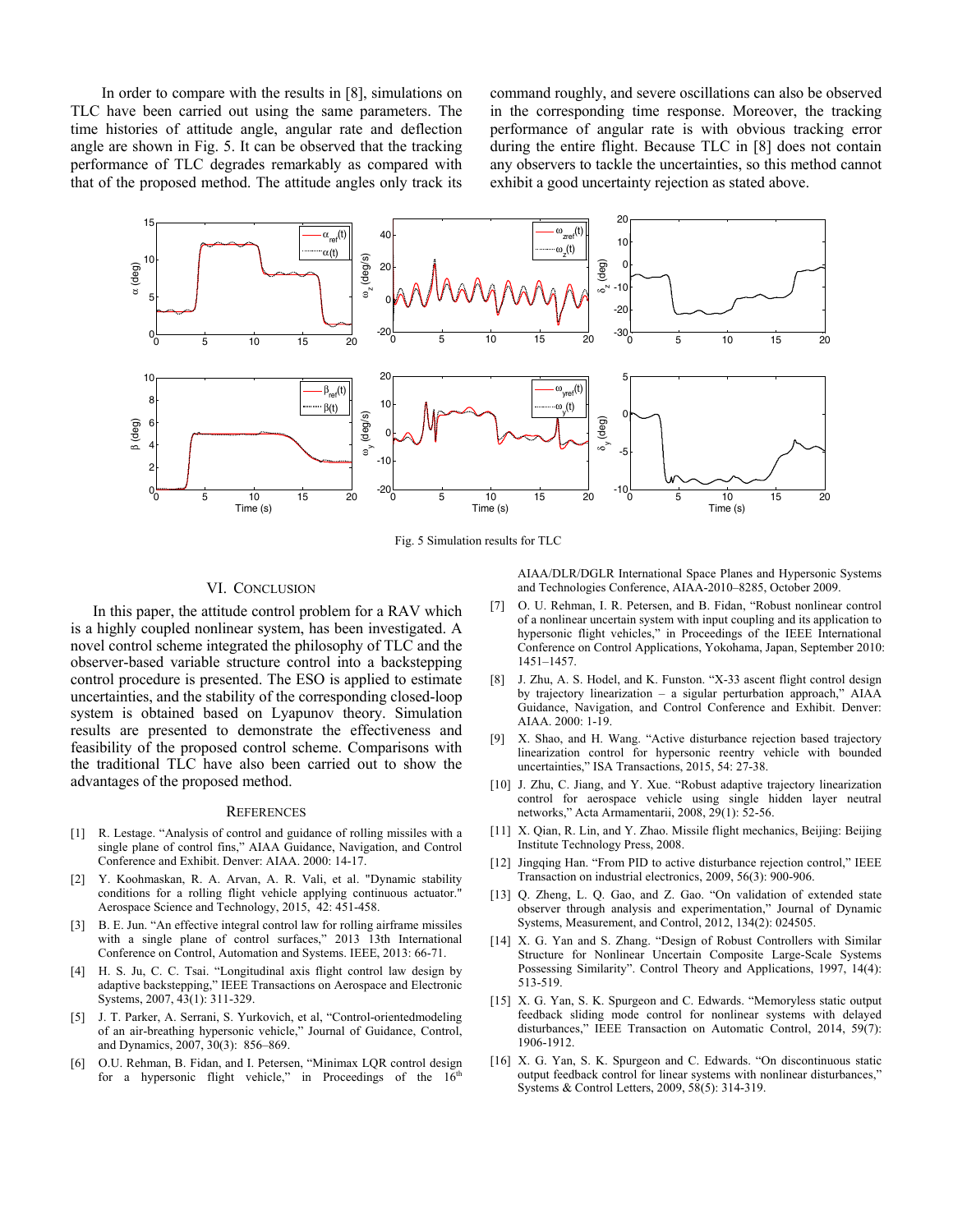In order to compare with the results in [8], simulations on TLC have been carried out using the same parameters. The time histories of attitude angle, angular rate and deflection angle are shown in Fig. 5. It can be observed that the tracking performance of TLC degrades remarkably as compared with that of the proposed method. The attitude angles only track its command roughly, and severe oscillations can also be observed in the corresponding time response. Moreover, the tracking performance of angular rate is with obvious tracking error during the entire flight. Because TLC in [8] does not contain any observers to tackle the uncertainties, so this method cannot exhibit a good uncertainty rejection as stated above.

α (deg)
$\alpha_{ref}(t)$
$\alpha(t)$

$\omega_z$ (deg/s)
$\omega_{zref}(t)$
$\omega_z(t)$

$\delta_z$ (deg)

β (deg)
$\beta_{ref}(t)$
$\beta(t)$

$\omega_y$ (deg/s)
$\omega_{yref}(t)$
$\omega_y(t)$

$\delta_y$ (deg)

Time (s)

Fig. 5 Simulation results for TLC

## VI. Conclusion

In this paper, the attitude control problem for a RAV which is a highly coupled nonlinear system, has been investigated. A novel control scheme integrated the philosophy of TLC and the observer-based variable structure control into a backstepping control procedure is presented. The ESO is applied to estimate uncertainties, and the stability of the corresponding closed-loop system is obtained based on Lyapunov theory. Simulation results are presented to demonstrate the effectiveness and feasibility of the proposed control scheme. Comparisons with the traditional TLC have also been carried out to show the advantages of the proposed method.

## References

[1] R. Lestage. "Analysis of control and guidance of rolling missiles with a single plane of control fins," AIAA Guidance, Navigation, and Control Conference and Exhibit. Denver: AIAA. 2000: 14-17.

[2] Y. Koohmaskan, R. A. Arvan, A. R. Vali, et al. "Dynamic stability conditions for a rolling flight vehicle applying continuous actuator." Aerospace Science and Technology, 2015, 42: 451-458.

[3] B. E. Jun. "An effective integral control law for rolling airframe missiles with a single plane of control surfaces," 2013 13th International Conference on Control, Automation and Systems. IEEE, 2013: 66-71.

[4] H. S. Ju, C. C. Tsai. "Longitudinal axis flight control law design by adaptive backstepping," IEEE Transactions on Aerospace and Electronic Systems, 2007, 43(1): 311-329.

[5] J. T. Parker, A. Serrani, S. Yurkovich, et al, "Control-orientedmodeling of an air-breathing hypersonic vehicle," Journal of Guidance, Control, and Dynamics, 2007, 30(3): 856–869.

[6] O.U. Rehman, B. Fidan, and I. Petersen, "Minimax LQR control design for a hypersonic flight vehicle," in Proceedings of the 16th AIAA/DLR/DGLR International Space Planes and Hypersonic Systems and Technologies Conference, AIAA-2010–8285, October 2009.

[7] O. U. Rehman, I. R. Petersen, and B. Fidan, "Robust nonlinear control of a nonlinear uncertain system with input coupling and its application to hypersonic flight vehicles," in Proceedings of the IEEE International Conference on Control Applications, Yokohama, Japan, September 2010: 1451–1457.

[8] J. Zhu, A. S. Hodel, and K. Funston. "X-33 ascent flight control design by trajectory linearization – a sigular perturbation approach," AIAA Guidance, Navigation, and Control Conference and Exhibit. Denver: AIAA. 2000: 1-19.

[9] X. Shao, and H. Wang. "Active disturbance rejection based trajectory linearization control for hypersonic reentry vehicle with bounded uncertainties," ISA Transactions, 2015, 54: 27-38.

[10] J. Zhu, C. Jiang, and Y. Xue. "Robust adaptive trajectory linearization control for aerospace vehicle using single hidden layer neutral networks," Acta Armamentarii, 2008, 29(1): 52-56.

[11] X. Qian, R. Lin, and Y. Zhao. Missile flight mechanics, Beijing: Beijing Institute Technology Press, 2008.

[12] Jingqing Han. "From PID to active disturbance rejection control," IEEE Transaction on industrial electronics, 2009, 56(3): 900-906.

[13] Q. Zheng, L. Q. Gao, and Z. Gao. "On validation of extended state observer through analysis and experimentation," Journal of Dynamic Systems, Measurement, and Control, 2012, 134(2): 024505.

[14] X. G. Yan and S. Zhang. "Design of Robust Controllers with Similar Structure for Nonlinear Uncertain Composite Large-Scale Systems Possessing Similarity". Control Theory and Applications, 1997, 14(4): 513-519.

[15] X. G. Yan, S. K. Spurgeon and C. Edwards. "Memoryless static output feedback sliding mode control for nonlinear systems with delayed disturbances," IEEE Transaction on Automatic Control, 2014, 59(7): 1906-1912.

[16] X. G. Yan, S. K. Spurgeon and C. Edwards. "On discontinuous static output feedback control for linear systems with nonlinear disturbances," Systems & Control Letters, 2009, 58(5): 314-319.